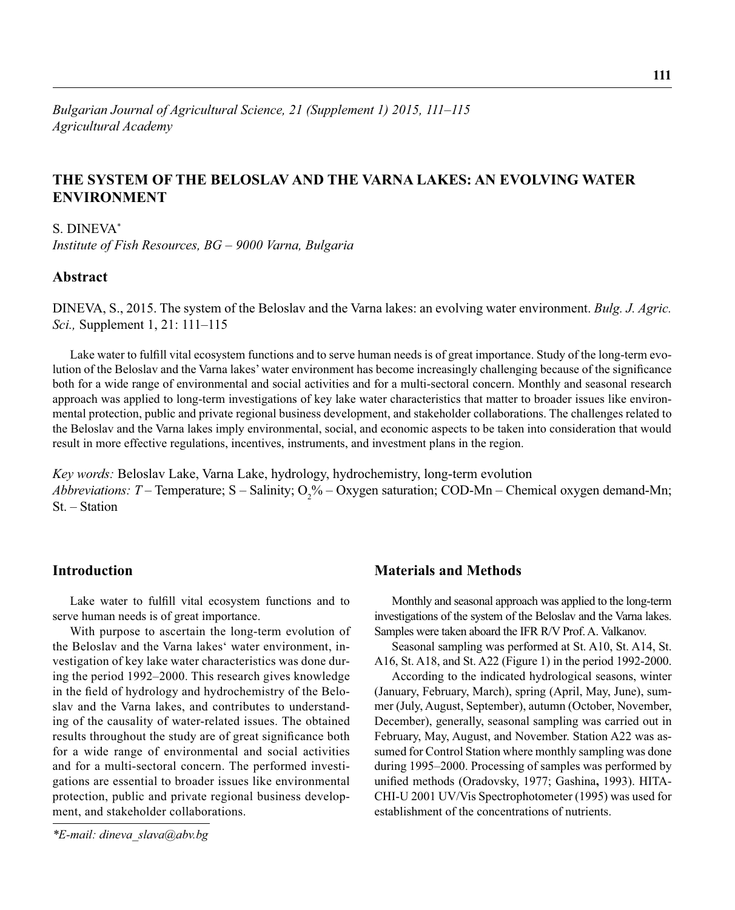# THE SYSTEM OF THE BELOSLAV AND THE VARNA LAKES: AN EVOLVING WATER ENVIRONMENT

S. DINEVA*

*Institute of Fish Resources, BG – 9000 Varna, Bulgaria*

## Abstract

DINEVA, S., 2015. The system of the Beloslav and the Varna lakes: an evolving water environment. *Bulg. J. Agric. Sci.,* Supplement 1, 21: 111–115

Lake water to fulfill vital ecosystem functions and to serve human needs is of great importance. Study of the long-term evolution of the Beloslav and the Varna lakes' water environment has become increasingly challenging because of the significance both for a wide range of environmental and social activities and for a multi-sectoral concern. Monthly and seasonal research approach was applied to long-term investigations of key lake water characteristics that matter to broader issues like environmental protection, public and private regional business development, and stakeholder collaborations. The challenges related to the Beloslav and the Varna lakes imply environmental, social, and economic aspects to be taken into consideration that would result in more effective regulations, incentives, instruments, and investment plans in the region.

*Key words:* Beloslav Lake, Varna Lake, hydrology, hydrochemistry, long-term evolution

*Abbreviations:* *T* – Temperature; S – Salinity; $O_2$% – Oxygen saturation; COD-Mn – Chemical oxygen demand-Mn; St. – Station

## Introduction

Lake water to fulfill vital ecosystem functions and to serve human needs is of great importance.

With purpose to ascertain the long-term evolution of the Beloslav and the Varna lakes' water environment, investigation of key lake water characteristics was done during the period 1992–2000. This research gives knowledge in the field of hydrology and hydrochemistry of the Beloslav and the Varna lakes, and contributes to understanding of the causality of water-related issues. The obtained results throughout the study are of great significance both for a wide range of environmental and social activities and for a multi-sectoral concern. The performed investigations are essential to broader issues like environmental protection, public and private regional business development, and stakeholder collaborations.

## Materials and Methods

Monthly and seasonal approach was applied to the long-term investigations of the system of the Beloslav and the Varna lakes. Samples were taken aboard the IFR R/V Prof. A. Valkanov.

Seasonal sampling was performed at St. A10, St. A14, St. A16, St. A18, and St. A22 (Figure 1) in the period 1992-2000.

According to the indicated hydrological seasons, winter (January, February, March), spring (April, May, June), summer (July, August, September), autumn (October, November, December), generally, seasonal sampling was carried out in February, May, August, and November. Station A22 was assumed for Control Station where monthly sampling was done during 1995–2000. Processing of samples was performed by unified methods (Oradovsky, 1977; Gashina, 1993). HITACHI-U 2001 UV/Vis Spectrophotometer (1995) was used for establishment of the concentrations of nutrients.

*\*E-mail: dineva_slava@abv.bg*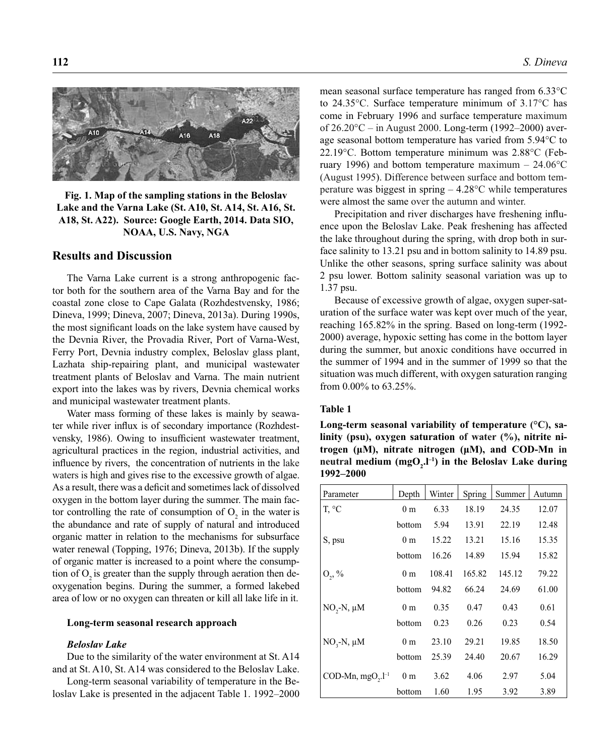Fig. 1. Map of the sampling stations in the Beloslav Lake and the Varna Lake (St. A10, St. A14, St. A16, St. A18, St. A22). Source: Google Earth, 2014. Data SIO, NOAA, U.S. Navy, NGA

## Results and Discussion

The Varna Lake current is a strong anthropogenic factor both for the southern area of the Varna Bay and for the coastal zone close to Cape Galata (Rozhdestvensky, 1986; Dineva, 1999; Dineva, 2007; Dineva, 2013a). During 1990s, the most significant loads on the lake system have caused by the Devnia River, the Provadia River, Port of Varna-West, Ferry Port, Devnia industry complex, Beloslav glass plant, Lazhata ship-repairing plant, and municipal wastewater treatment plants of Beloslav and Varna. The main nutrient export into the lakes was by rivers, Devnia chemical works and municipal wastewater treatment plants.

Water mass forming of these lakes is mainly by seawater while river influx is of secondary importance (Rozhdestvensky, 1986). Owing to insufficient wastewater treatment, agricultural practices in the region, industrial activities, and influence by rivers, the concentration of nutrients in the lake waters is high and gives rise to the excessive growth of algae. As a result, there was a deficit and sometimes lack of dissolved oxygen in the bottom layer during the summer. The main factor controlling the rate of consumption of $O_2$ in the water is the abundance and rate of supply of natural and introduced organic matter in relation to the mechanisms for subsurface water renewal (Topping, 1976; Dineva, 2013b). If the supply of organic matter is increased to a point where the consumption of $O_2$ is greater than the supply through aeration then deoxygenation begins. During the summer, a formed lakebed area of low or no oxygen can threaten or kill all lake life in it.

### Long-term seasonal research approach

#### *Beloslav Lake*

Due to the similarity of the water environment at St. A14 and at St. A10, St. A14 was considered to the Beloslav Lake.

Long-term seasonal variability of temperature in the Beloslav Lake is presented in the adjacent Table 1. 1992–2000 mean seasonal surface temperature has ranged from 6.33°C to 24.35°C. Surface temperature minimum of 3.17°C has come in February 1996 and surface temperature maximum of 26.20°C – in August 2000. Long-term (1992–2000) average seasonal bottom temperature has varied from 5.94°C to 22.19°C. Bottom temperature minimum was 2.88°C (February 1996) and bottom temperature maximum – 24.06°C (August 1995). Difference between surface and bottom temperature was biggest in spring – 4.28°C while temperatures were almost the same over the autumn and winter.

Precipitation and river discharges have freshening influence upon the Beloslav Lake. Peak freshening has affected the lake throughout during the spring, with drop both in surface salinity to 13.21 psu and in bottom salinity to 14.89 psu. Unlike the other seasons, spring surface salinity was about 2 psu lower. Bottom salinity seasonal variation was up to 1.37 psu.

Because of excessive growth of algae, oxygen super-saturation of the surface water was kept over much of the year, reaching 165.82% in the spring. Based on long-term (1992-2000) average, hypoxic setting has come in the bottom layer during the summer, but anoxic conditions have occurred in the summer of 1994 and in the summer of 1999 so that the situation was much different, with oxygen saturation ranging from 0.00% to 63.25%.

**Table 1**

**Long-term seasonal variability of temperature (°C), salinity (psu), oxygen saturation of water (%), nitrite nitrogen (μM), nitrate nitrogen (μM), and COD-Mn in neutral medium ($mgO_2.l^{-1}$) in the Beloslav Lake during 1992–2000**

| Parameter | Depth | Winter | Spring | Summer | Autumn |
|---|---|---|---|---|---|
| T, °C | 0 m | 6.33 | 18.19 | 24.35 | 12.07 |
| | bottom | 5.94 | 13.91 | 22.19 | 12.48 |
| S, psu | 0 m | 15.22 | 13.21 | 15.16 | 15.35 |
| | bottom | 16.26 | 14.89 | 15.94 | 15.82 |
| $O_2$, % | 0 m | 108.41 | 165.82 | 145.12 | 79.22 |
| | bottom | 94.82 | 66.24 | 24.69 | 61.00 |
| $NO_2$-N, μM | 0 m | 0.35 | 0.47 | 0.43 | 0.61 |
| | bottom | 0.23 | 0.26 | 0.23 | 0.54 |
| $NO_3$-N, μM | 0 m | 23.10 | 29.21 | 19.85 | 18.50 |
| | bottom | 25.39 | 24.40 | 20.67 | 16.29 |
| COD-Mn, $mgO_2.l^{-1}$ | 0 m | 3.62 | 4.06 | 2.97 | 5.04 |
| | bottom | 1.60 | 1.95 | 3.92 | 3.89 |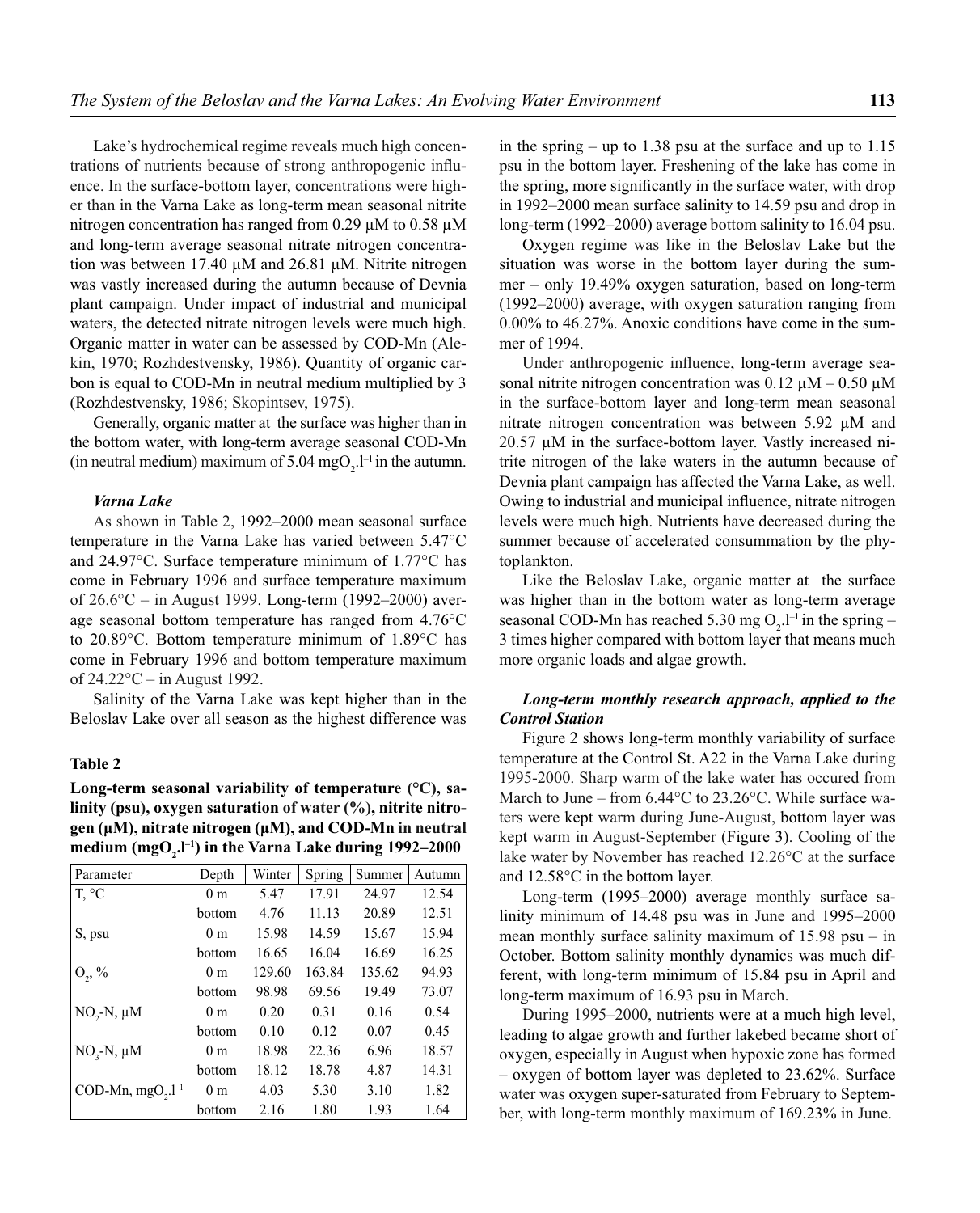Lake's hydrochemical regime reveals much high concentrations of nutrients because of strong anthropogenic influence. In the surface-bottom layer, concentrations were higher than in the Varna Lake as long-term mean seasonal nitrite nitrogen concentration has ranged from 0.29 µM to 0.58 µM and long-term average seasonal nitrate nitrogen concentration was between 17.40 µM and 26.81 µM. Nitrite nitrogen was vastly increased during the autumn because of Devnia plant campaign. Under impact of industrial and municipal waters, the detected nitrate nitrogen levels were much high. Organic matter in water can be assessed by COD-Mn (Alekin, 1970; Rozhdestvensky, 1986). Quantity of organic carbon is equal to COD-Mn in neutral medium multiplied by 3 (Rozhdestvensky, 1986; Skopintsev, 1975).

Generally, organic matter at the surface was higher than in the bottom water, with long-term average seasonal COD-Mn (in neutral medium) maximum of 5.04 $mgO_2.l^{-1}$ in the autumn.

### *Varna Lake*

As shown in Table 2, 1992–2000 mean seasonal surface temperature in the Varna Lake has varied between 5.47°C and 24.97°C. Surface temperature minimum of 1.77°C has come in February 1996 and surface temperature maximum of 26.6°C – in August 1999. Long-term (1992–2000) average seasonal bottom temperature has ranged from 4.76°C to 20.89°C. Bottom temperature minimum of 1.89°C has come in February 1996 and bottom temperature maximum of 24.22°C – in August 1992.

Salinity of the Varna Lake was kept higher than in the Beloslav Lake over all season as the highest difference was in the spring – up to 1.38 psu at the surface and up to 1.15 psu in the bottom layer. Freshening of the lake has come in the spring, more significantly in the surface water, with drop in 1992–2000 mean surface salinity to 14.59 psu and drop in long-term (1992–2000) average bottom salinity to 16.04 psu.

**Table 2**

**Long-term seasonal variability of temperature (°C), salinity (psu), oxygen saturation of water (%), nitrite nitrogen (µM), nitrate nitrogen (µM), and COD-Mn in neutral medium ($mgO_2.l^{-1}$) in the Varna Lake during 1992–2000**

| Parameter | Depth | Winter | Spring | Summer | Autumn |
|---|---|---|---|---|---|
| T, °C | 0 m | 5.47 | 17.91 | 24.97 | 12.54 |
| | bottom | 4.76 | 11.13 | 20.89 | 12.51 |
| S, psu | 0 m | 15.98 | 14.59 | 15.67 | 15.94 |
| | bottom | 16.65 | 16.04 | 16.69 | 16.25 |
| $O_2$, % | 0 m | 129.60 | 163.84 | 135.62 | 94.93 |
| | bottom | 98.98 | 69.56 | 19.49 | 73.07 |
| $NO_2$-N, µM | 0 m | 0.20 | 0.31 | 0.16 | 0.54 |
| | bottom | 0.10 | 0.12 | 0.07 | 0.45 |
| $NO_3$-N, µM | 0 m | 18.98 | 22.36 | 6.96 | 18.57 |
| | bottom | 18.12 | 18.78 | 4.87 | 14.31 |
| COD-Mn, $mgO_2.l^{-1}$ | 0 m | 4.03 | 5.30 | 3.10 | 1.82 |
| | bottom | 2.16 | 1.80 | 1.93 | 1.64 |

Oxygen regime was like in the Beloslav Lake but the situation was worse in the bottom layer during the summer – only 19.49% oxygen saturation, based on long-term (1992–2000) average, with oxygen saturation ranging from 0.00% to 46.27%. Anoxic conditions have come in the summer of 1994.

Under anthropogenic influence, long-term average seasonal nitrite nitrogen concentration was 0.12 µM – 0.50 µM in the surface-bottom layer and long-term mean seasonal nitrate nitrogen concentration was between 5.92 µM and 20.57 µM in the surface-bottom layer. Vastly increased nitrite nitrogen of the lake waters in the autumn because of Devnia plant campaign has affected the Varna Lake, as well. Owing to industrial and municipal influence, nitrate nitrogen levels were much high. Nutrients have decreased during the summer because of accelerated consummation by the phytoplankton.

Like the Beloslav Lake, organic matter at the surface was higher than in the bottom water as long-term average seasonal COD-Mn has reached 5.30 mg $O_2.l^{-1}$ in the spring – 3 times higher compared with bottom layer that means much more organic loads and algae growth.

### *Long-term monthly research approach, applied to the Control Station*

Figure 2 shows long-term monthly variability of surface temperature at the Control St. A22 in the Varna Lake during 1995-2000. Sharp warm of the lake water has occured from March to June – from 6.44°C to 23.26°C. While surface waters were kept warm during June-August, bottom layer was kept warm in August-September (Figure 3). Cooling of the lake water by November has reached 12.26°C at the surface and 12.58°C in the bottom layer.

Long-term (1995–2000) average monthly surface salinity minimum of 14.48 psu was in June and 1995–2000 mean monthly surface salinity maximum of 15.98 psu – in October. Bottom salinity monthly dynamics was much different, with long-term minimum of 15.84 psu in April and long-term maximum of 16.93 psu in March.

During 1995–2000, nutrients were at a much high level, leading to algae growth and further lakebed became short of oxygen, especially in August when hypoxic zone has formed – oxygen of bottom layer was depleted to 23.62%. Surface water was oxygen super-saturated from February to September, with long-term monthly maximum of 169.23% in June.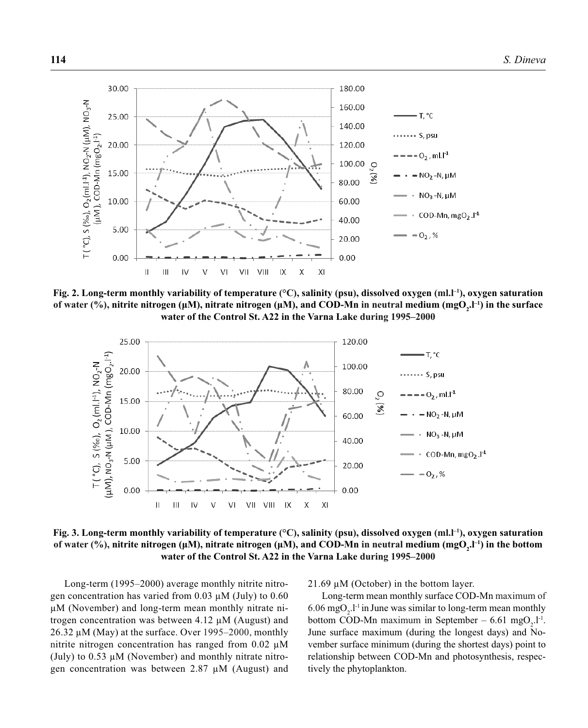**Fig. 2. Long-term monthly variability of temperature (°C), salinity (psu), dissolved oxygen (ml.l$^{-1}$), oxygen saturation of water (%), nitrite nitrogen (μM), nitrate nitrogen (μM), and COD-Mn in neutral medium (mgO$_2$.l$^{-1}$) in the surface water of the Control St. A22 in the Varna Lake during 1995–2000**

**Fig. 3. Long-term monthly variability of temperature (°C), salinity (psu), dissolved oxygen (ml.l$^{-1}$), oxygen saturation of water (%), nitrite nitrogen (μM), nitrate nitrogen (μM), and COD-Mn in neutral medium (mgO$_2$.l$^{-1}$) in the bottom water of the Control St. A22 in the Varna Lake during 1995–2000**

Long-term (1995–2000) average monthly nitrite nitrogen concentration has varied from 0.03 μM (July) to 0.60 μM (November) and long-term mean monthly nitrate nitrogen concentration was between 4.12 μM (August) and 26.32 μM (May) at the surface. Over 1995–2000, monthly nitrite nitrogen concentration has ranged from 0.02 μM (July) to 0.53 μM (November) and monthly nitrate nitrogen concentration was between 2.87 μM (August) and 21.69 μM (October) in the bottom layer.

Long-term mean monthly surface COD-Mn maximum of 6.06 mgO$_2$.l$^{-1}$ in June was similar to long-term mean monthly bottom COD-Mn maximum in September – 6.61 mgO$_2$.l$^{-1}$. June surface maximum (during the longest days) and November surface minimum (during the shortest days) point to relationship between COD-Mn and photosynthesis, respectively the phytoplankton.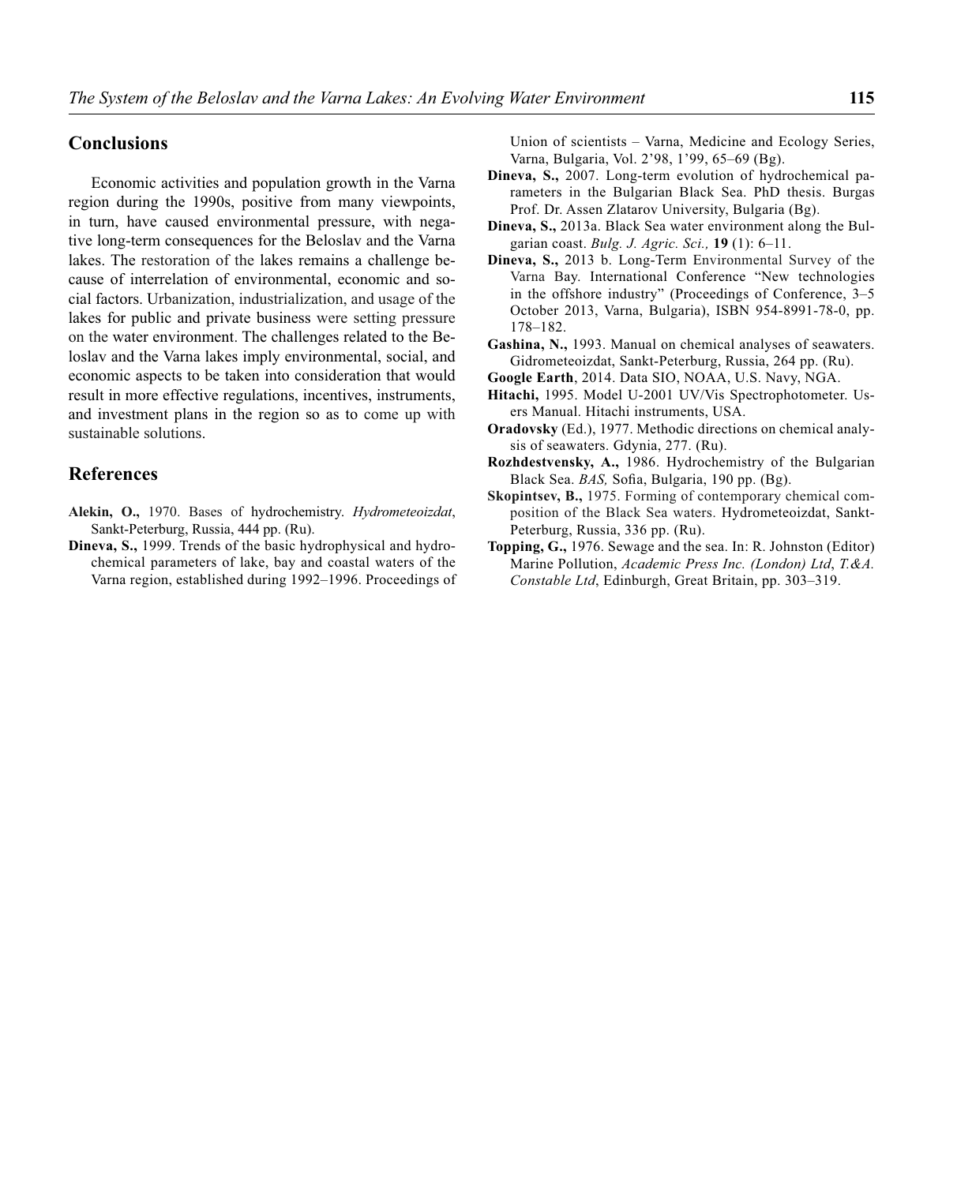## Conclusions

Economic activities and population growth in the Varna region during the 1990s, positive from many viewpoints, in turn, have caused environmental pressure, with negative long-term consequences for the Beloslav and the Varna lakes. The restoration of the lakes remains a challenge because of interrelation of environmental, economic and social factors. Urbanization, industrialization, and usage of the lakes for public and private business were setting pressure on the water environment. The challenges related to the Beloslav and the Varna lakes imply environmental, social, and economic aspects to be taken into consideration that would result in more effective regulations, incentives, instruments, and investment plans in the region so as to come up with sustainable solutions.

## References

**Alekin, O.,** 1970. Bases of hydrochemistry. *Hydrometeoizdat*, Sankt-Peterburg, Russia, 444 pp. (Ru).

**Dineva, S.,** 1999. Trends of the basic hydrophysical and hydrochemical parameters of lake, bay and coastal waters of the Varna region, established during 1992–1996. Proceedings of Union of scientists – Varna, Medicine and Ecology Series, Varna, Bulgaria, Vol. 2'98, 1'99, 65–69 (Bg).

**Dineva, S.,** 2007. Long-term evolution of hydrochemical parameters in the Bulgarian Black Sea. PhD thesis. Burgas Prof. Dr. Assen Zlatarov University, Bulgaria (Bg).

**Dineva, S.,** 2013a. Black Sea water environment along the Bulgarian coast. *Bulg. J. Agric. Sci.,* **19** (1): 6–11.

**Dineva, S.,** 2013 b. Long-Term Environmental Survey of the Varna Bay. International Conference "New technologies in the offshore industry" (Proceedings of Conference, 3–5 October 2013, Varna, Bulgaria), ISBN 954-8991-78-0, pp. 178–182.

**Gashina, N.,** 1993. Manual on chemical analyses of seawaters. Gidrometeoizdat, Sankt-Peterburg, Russia, 264 pp. (Ru).

**Google Earth**, 2014. Data SIO, NOAA, U.S. Navy, NGA.

**Hitachi,** 1995. Model U-2001 UV/Vis Spectrophotometer. Users Manual. Hitachi instruments, USA.

**Oradovsky** (Ed.), 1977. Methodic directions on chemical analysis of seawaters. Gdynia, 277. (Ru).

**Rozhdestvensky, A.,** 1986. Hydrochemistry of the Bulgarian Black Sea. *BAS,* Sofia, Bulgaria, 190 pp. (Bg).

**Skopintsev, B.,** 1975. Forming of contemporary chemical composition of the Black Sea waters. Hydrometeoizdat, Sankt-Peterburg, Russia, 336 pp. (Ru).

**Topping, G.,** 1976. Sewage and the sea. In: R. Johnston (Editor) Marine Pollution, *Academic Press Inc. (London) Ltd*, *T.&A. Constable Ltd*, Edinburgh, Great Britain, pp. 303–319.